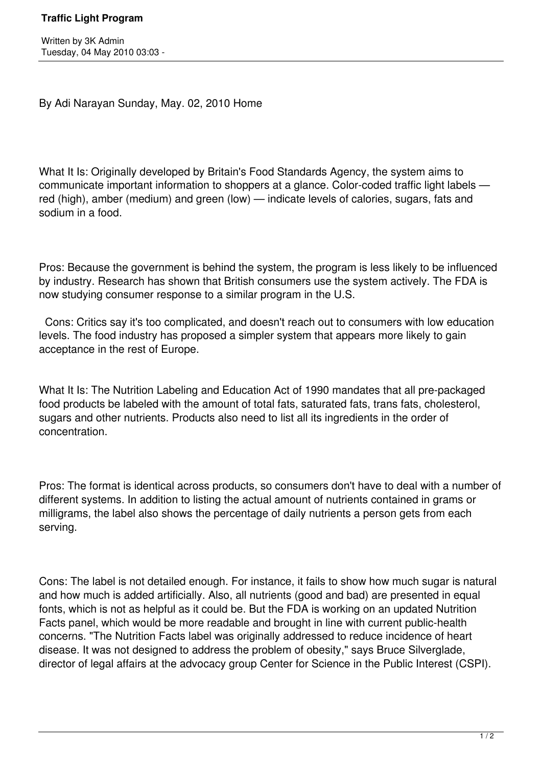# Traffic Light Program

Written by 3K Admin
Tuesday, 04 May 2010 03:03 -

By Adi Narayan Sunday, May. 02, 2010 Home

What It Is: Originally developed by Britain's Food Standards Agency, the system aims to communicate important information to shoppers at a glance. Color-coded traffic light labels — red (high), amber (medium) and green (low) — indicate levels of calories, sugars, fats and sodium in a food.

Pros: Because the government is behind the system, the program is less likely to be influenced by industry. Research has shown that British consumers use the system actively. The FDA is now studying consumer response to a similar program in the U.S.

Cons: Critics say it's too complicated, and doesn't reach out to consumers with low education levels. The food industry has proposed a simpler system that appears more likely to gain acceptance in the rest of Europe.

What It Is: The Nutrition Labeling and Education Act of 1990 mandates that all pre-packaged food products be labeled with the amount of total fats, saturated fats, trans fats, cholesterol, sugars and other nutrients. Products also need to list all its ingredients in the order of concentration.

Pros: The format is identical across products, so consumers don't have to deal with a number of different systems. In addition to listing the actual amount of nutrients contained in grams or milligrams, the label also shows the percentage of daily nutrients a person gets from each serving.

Cons: The label is not detailed enough. For instance, it fails to show how much sugar is natural and how much is added artificially. Also, all nutrients (good and bad) are presented in equal fonts, which is not as helpful as it could be. But the FDA is working on an updated Nutrition Facts panel, which would be more readable and brought in line with current public-health concerns. "The Nutrition Facts label was originally addressed to reduce incidence of heart disease. It was not designed to address the problem of obesity," says Bruce Silverglade, director of legal affairs at the advocacy group Center for Science in the Public Interest (CSPI).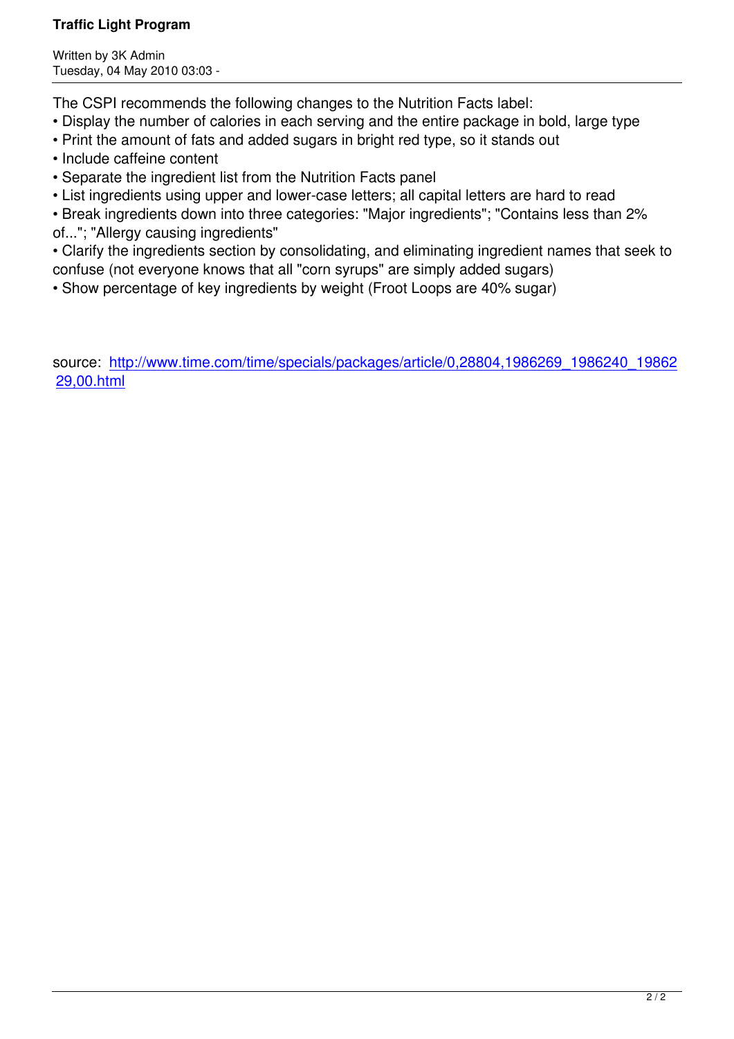The CSPI recommends the following changes to the Nutrition Facts label:

- Display the number of calories in each serving and the entire package in bold, large type
- Print the amount of fats and added sugars in bright red type, so it stands out
- Include caffeine content
- Separate the ingredient list from the Nutrition Facts panel
- List ingredients using upper and lower-case letters; all capital letters are hard to read
- Break ingredients down into three categories: "Major ingredients"; "Contains less than 2% of..."; "Allergy causing ingredients"
- Clarify the ingredients section by consolidating, and eliminating ingredient names that seek to confuse (not everyone knows that all "corn syrups" are simply added sugars)
- Show percentage of key ingredients by weight (Froot Loops are 40% sugar)

source: http://www.time.com/time/specials/packages/article/0,28804,1986269_1986240_1986229,00.html